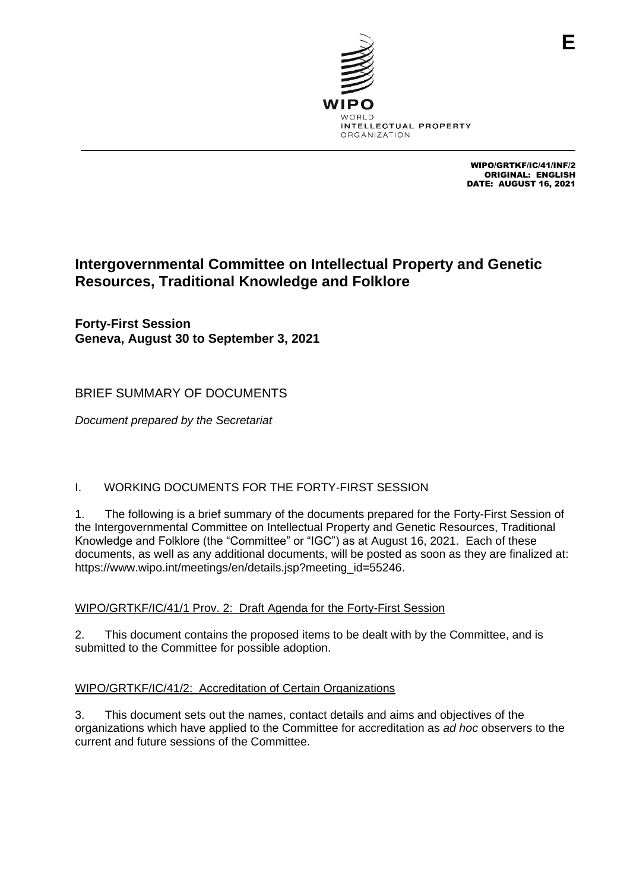WIPO/GRTKF/IC/41/INF/2
ORIGINAL: ENGLISH
DATE: AUGUST 16, 2021

# Intergovernmental Committee on Intellectual Property and Genetic Resources, Traditional Knowledge and Folklore

**Forty-First Session**
**Geneva, August 30 to September 3, 2021**

## BRIEF SUMMARY OF DOCUMENTS

*Document prepared by the Secretariat*

### I. WORKING DOCUMENTS FOR THE FORTY-FIRST SESSION

1. The following is a brief summary of the documents prepared for the Forty-First Session of the Intergovernmental Committee on Intellectual Property and Genetic Resources, Traditional Knowledge and Folklore (the "Committee" or "IGC") as at August 16, 2021. Each of these documents, as well as any additional documents, will be posted as soon as they are finalized at: https://www.wipo.int/meetings/en/details.jsp?meeting_id=55246.

WIPO/GRTKF/IC/41/1 Prov. 2: Draft Agenda for the Forty-First Session

2. This document contains the proposed items to be dealt with by the Committee, and is submitted to the Committee for possible adoption.

WIPO/GRTKF/IC/41/2: Accreditation of Certain Organizations

3. This document sets out the names, contact details and aims and objectives of the organizations which have applied to the Committee for accreditation as *ad hoc* observers to the current and future sessions of the Committee.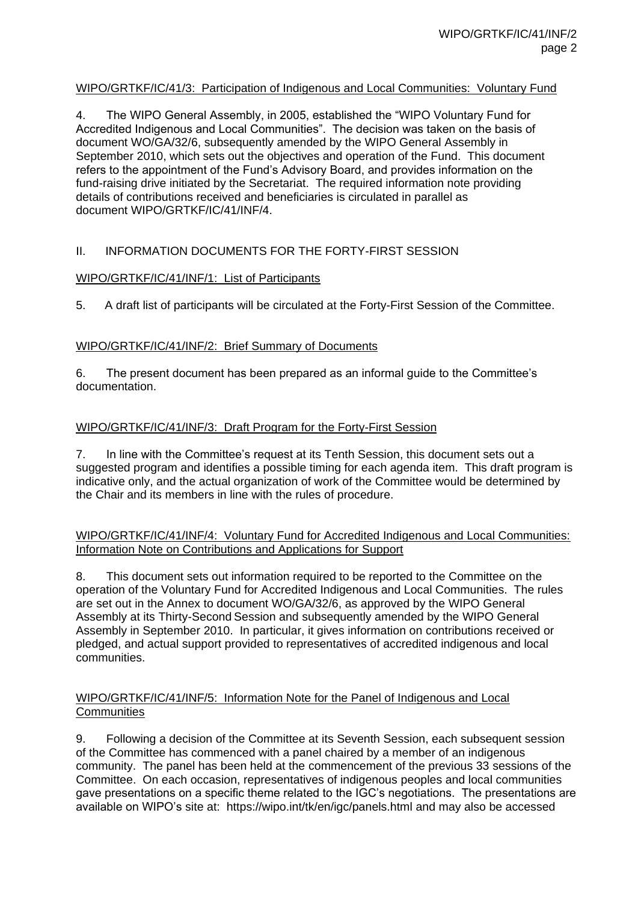WIPO/GRTKF/IC/41/3: Participation of Indigenous and Local Communities: Voluntary Fund

4. The WIPO General Assembly, in 2005, established the "WIPO Voluntary Fund for Accredited Indigenous and Local Communities". The decision was taken on the basis of document WO/GA/32/6, subsequently amended by the WIPO General Assembly in September 2010, which sets out the objectives and operation of the Fund. This document refers to the appointment of the Fund's Advisory Board, and provides information on the fund-raising drive initiated by the Secretariat. The required information note providing details of contributions received and beneficiaries is circulated in parallel as document WIPO/GRTKF/IC/41/INF/4.

## II. INFORMATION DOCUMENTS FOR THE FORTY-FIRST SESSION

WIPO/GRTKF/IC/41/INF/1: List of Participants

5. A draft list of participants will be circulated at the Forty-First Session of the Committee.

WIPO/GRTKF/IC/41/INF/2: Brief Summary of Documents

6. The present document has been prepared as an informal guide to the Committee's documentation.

WIPO/GRTKF/IC/41/INF/3: Draft Program for the Forty-First Session

7. In line with the Committee's request at its Tenth Session, this document sets out a suggested program and identifies a possible timing for each agenda item. This draft program is indicative only, and the actual organization of work of the Committee would be determined by the Chair and its members in line with the rules of procedure.

WIPO/GRTKF/IC/41/INF/4: Voluntary Fund for Accredited Indigenous and Local Communities: Information Note on Contributions and Applications for Support

8. This document sets out information required to be reported to the Committee on the operation of the Voluntary Fund for Accredited Indigenous and Local Communities. The rules are set out in the Annex to document WO/GA/32/6, as approved by the WIPO General Assembly at its Thirty-Second Session and subsequently amended by the WIPO General Assembly in September 2010. In particular, it gives information on contributions received or pledged, and actual support provided to representatives of accredited indigenous and local communities.

WIPO/GRTKF/IC/41/INF/5: Information Note for the Panel of Indigenous and Local Communities

9. Following a decision of the Committee at its Seventh Session, each subsequent session of the Committee has commenced with a panel chaired by a member of an indigenous community. The panel has been held at the commencement of the previous 33 sessions of the Committee. On each occasion, representatives of indigenous peoples and local communities gave presentations on a specific theme related to the IGC's negotiations. The presentations are available on WIPO's site at: https://wipo.int/tk/en/igc/panels.html and may also be accessed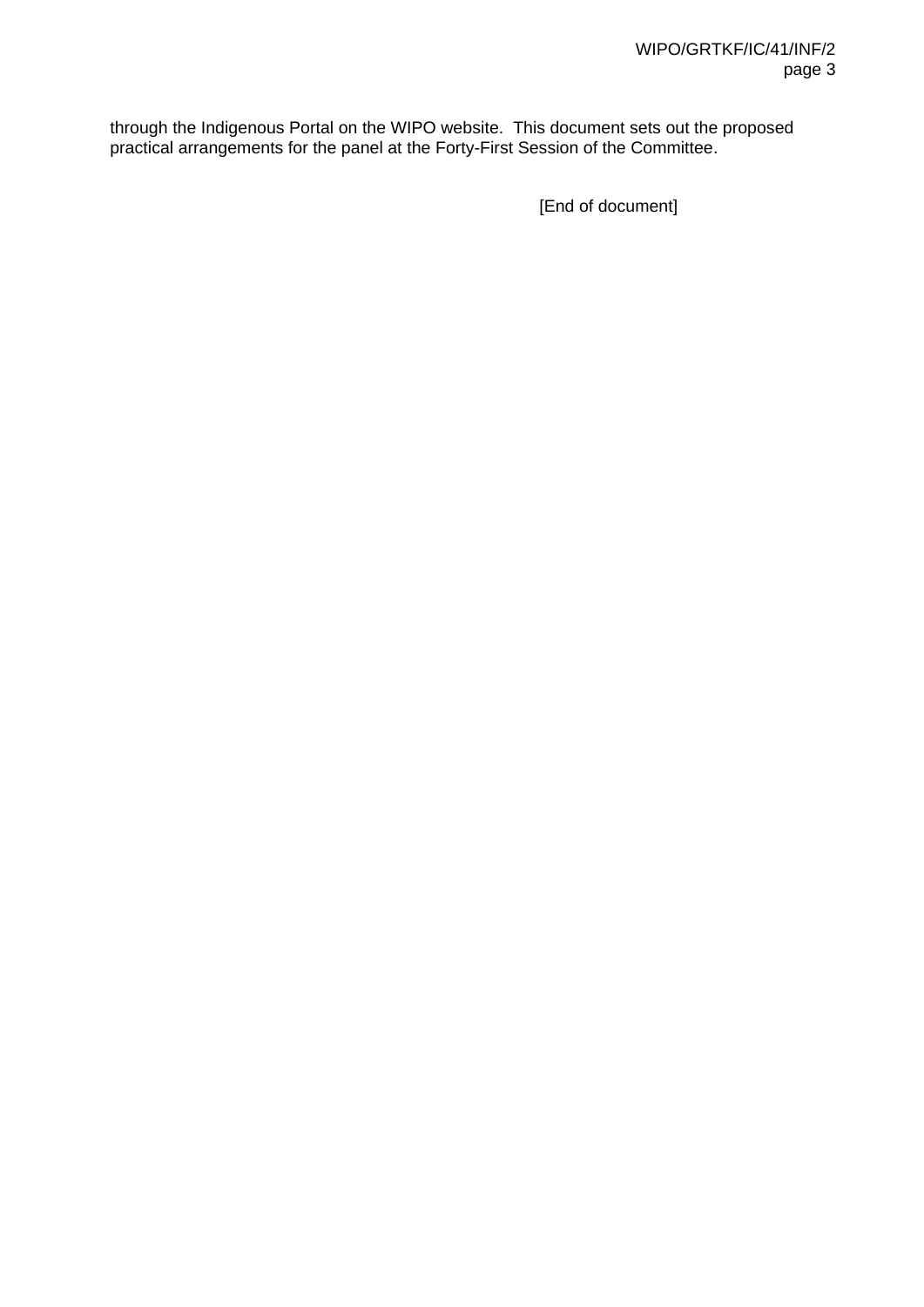through the Indigenous Portal on the WIPO website.  This document sets out the proposed practical arrangements for the panel at the Forty-First Session of the Committee.

[End of document]